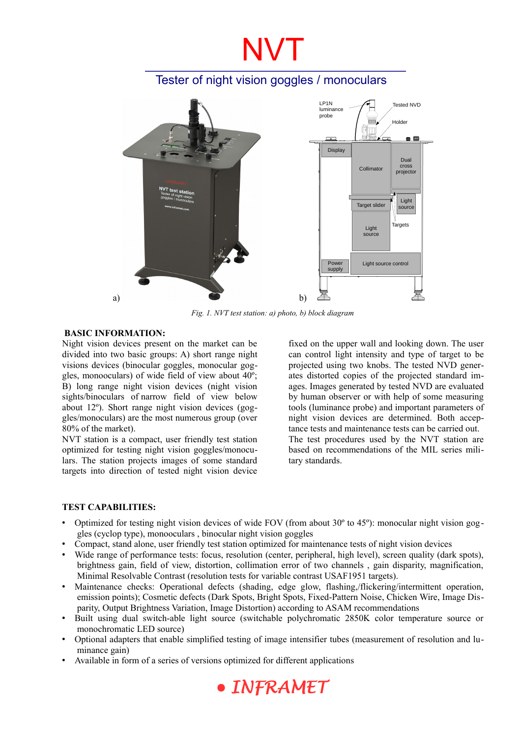# NVT

## Tester of night vision goggles / monoculars

*Fig. 1. NVT test station: a) photo, b) block diagram*

**BASIC INFORMATION:**

Night vision devices present on the market can be divided into two basic groups: A) short range night visions devices (binocular goggles, monocular goggles, monoocular) of wide field of view about 40º; B) long range night vision devices (night vision sights/binoculars of narrow field of view below about 12º). Short range night vision devices (goggles/monoculars) are the most numerous group (over 80% of the market).

NVT station is a compact, user friendly test station optimized for testing night vision goggles/monoculars. The station projects images of some standard targets into direction of tested night vision device fixed on the upper wall and looking down. The user can control light intensity and type of target to be projected using two knobs. The tested NVD generates distorted copies of the projected standard images. Images generated by tested NVD are evaluated by human observer or with help of some measuring tools (luminance probe) and important parameters of night vision devices are determined. Both acceptance tests and maintenance tests can be carried out. The test procedures used by the NVT station are based on recommendations of the MIL series military standards.

**TEST CAPABILITIES:**

- Optimized for testing night vision devices of wide FOV (from about 30º to 45º): monocular night vision goggles (cyclop type), monoocular , binocular night vision goggles
- Compact, stand alone, user friendly test station optimized for maintenance tests of night vision devices
- Wide range of performance tests: focus, resolution (center, peripheral, high level), screen quality (dark spots), brightness gain, field of view, distortion, collimation error of two channels , gain disparity, magnification, Minimal Resolvable Contrast (resolution tests for variable contrast USAF1951 targets).
- Maintenance checks: Operational defects (shading, edge glow, flashing,/flickering/intermittent operation, emission points); Cosmetic defects (Dark Spots, Bright Spots, Fixed-Pattern Noise, Chicken Wire, Image Disparity, Output Brightness Variation, Image Distortion) according to ASAM recommendations
- Built using dual switch-able light source (switchable polychromatic 2850K color temperature source or monochromatic LED source)
- Optional adapters that enable simplified testing of image intensifier tubes (measurement of resolution and luminance gain)
- Available in form of a series of versions optimized for different applications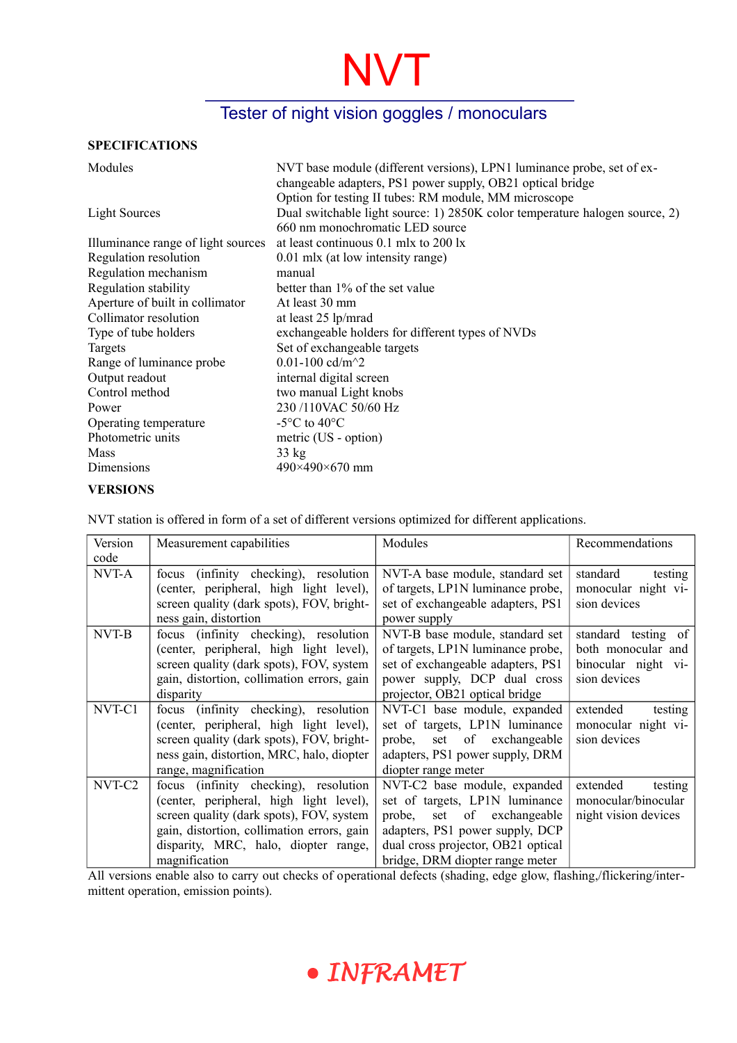# NVT

## Tester of night vision goggles / monoculars

### SPECIFICATIONS

| | |
|---|---|
| Modules | NVT base module (different versions), LPN1 luminance probe, set of exchangeable adapters, PS1 power supply, OB21 optical bridge<br>Option for testing II tubes: RM module, MM microscope |
| Light Sources | Dual switchable light source: 1) 2850K color temperature halogen source, 2) 660 nm monochromatic LED source |
| Illuminance range of light sources | at least continuous 0.1 mlx to 200 lx |
| Regulation resolution | 0.01 mlx (at low intensity range) |
| Regulation mechanism | manual |
| Regulation stability | better than 1% of the set value |
| Aperture of built in collimator | At least 30 mm |
| Collimator resolution | at least 25 lp/mrad |
| Type of tube holders | exchangeable holders for different types of NVDs |
| Targets | Set of exchangeable targets |
| Range of luminance probe | 0.01-100 cd/m^2 |
| Output readout | internal digital screen |
| Control method | two manual Light knobs |
| Power | 230 /110VAC 50/60 Hz |
| Operating temperature | -5°C to 40°C |
| Photometric units | metric (US - option) |
| Mass | 33 kg |
| Dimensions | 490×490×670 mm |

### VERSIONS

NVT station is offered in form of a set of different versions optimized for different applications.

| Version code | Measurement capabilities | Modules | Recommendations |
|---|---|---|---|
| NVT-A | focus (infinity checking), resolution (center, peripheral, high light level), screen quality (dark spots), FOV, brightness gain, distortion | NVT-A base module, standard set of targets, LP1N luminance probe, set of exchangeable adapters, PS1 power supply | standard testing monocular night vision devices |
| NVT-B | focus (infinity checking), resolution (center, peripheral, high light level), screen quality (dark spots), FOV, system gain, distortion, collimation errors, gain disparity | NVT-B base module, standard set of targets, LP1N luminance probe, set of exchangeable adapters, PS1 power supply, DCP dual cross projector, OB21 optical bridge | standard testing of both monocular and binocular night vision devices |
| NVT-C1 | focus (infinity checking), resolution (center, peripheral, high light level), screen quality (dark spots), FOV, brightness gain, distortion, MRC, halo, diopter range, magnification | NVT-C1 base module, expanded set of targets, LP1N luminance probe, set of exchangeable adapters, PS1 power supply, DRM diopter range meter | extended testing monocular night vision devices |
| NVT-C2 | focus (infinity checking), resolution (center, peripheral, high light level), screen quality (dark spots), FOV, system gain, distortion, collimation errors, gain disparity, MRC, halo, diopter range, magnification | NVT-C2 base module, expanded set of targets, LP1N luminance probe, set of exchangeable adapters, PS1 power supply, DCP dual cross projector, OB21 optical bridge, DRM diopter range meter | extended testing monocular/binocular night vision devices |

All versions enable also to carry out checks of operational defects (shading, edge glow, flashing,/flickering/intermittent operation, emission points).

INFRAMET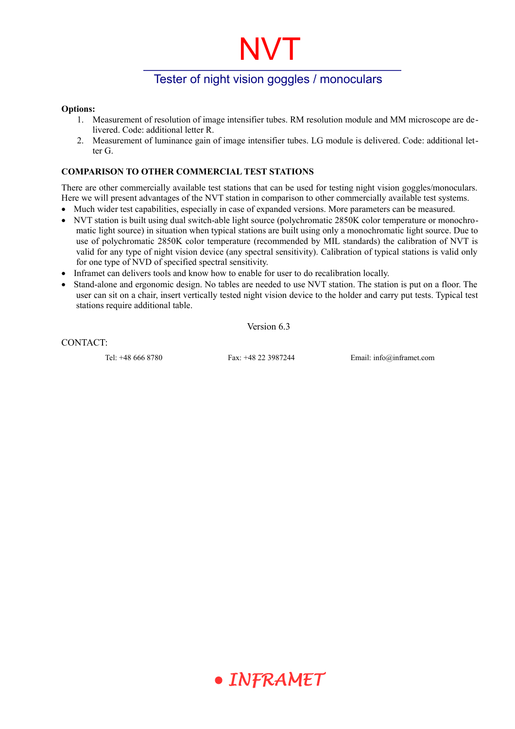# NVT

## Tester of night vision goggles / monoculars

**Options:**

1. Measurement of resolution of image intensifier tubes. RM resolution module and MM microscope are delivered. Code: additional letter R.
2. Measurement of luminance gain of image intensifier tubes. LG module is delivered. Code: additional letter G.

**COMPARISON TO OTHER COMMERCIAL TEST STATIONS**

There are other commercially available test stations that can be used for testing night vision goggles/monoculars. Here we will present advantages of the NVT station in comparison to other commercially available test systems.

- Much wider test capabilities, especially in case of expanded versions. More parameters can be measured.
- NVT station is built using dual switch-able light source (polychromatic 2850K color temperature or monochromatic light source) in situation when typical stations are built using only a monochromatic light source. Due to use of polychromatic 2850K color temperature (recommended by MIL standards) the calibration of NVT is valid for any type of night vision device (any spectral sensitivity). Calibration of typical stations is valid only for one type of NVD of specified spectral sensitivity.
- Inframet can delivers tools and know how to enable for user to do recalibration locally.
- Stand-alone and ergonomic design. No tables are needed to use NVT station. The station is put on a floor. The user can sit on a chair, insert vertically tested night vision device to the holder and carry put tests. Typical test stations require additional table.

Version 6.3

CONTACT:

Tel: +48 666 8780 Fax: +48 22 3987244 Email: info@inframet.com

INFRAMET